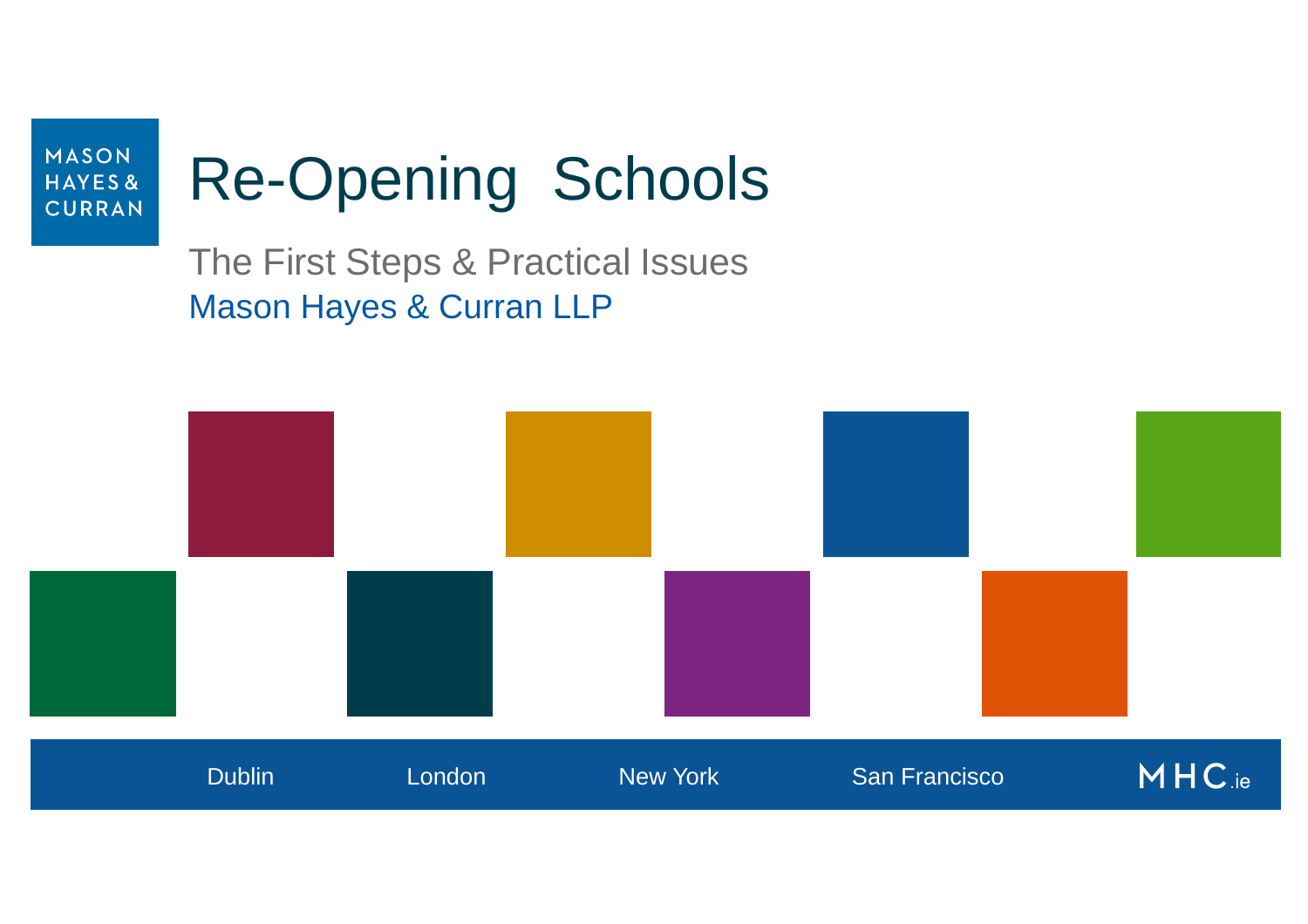MASON HAYES & CURRAN

# Re-Opening Schools

## The First Steps & Practical Issues

Mason Hayes & Curran LLP

Dublin London New York San Francisco

MHC.ie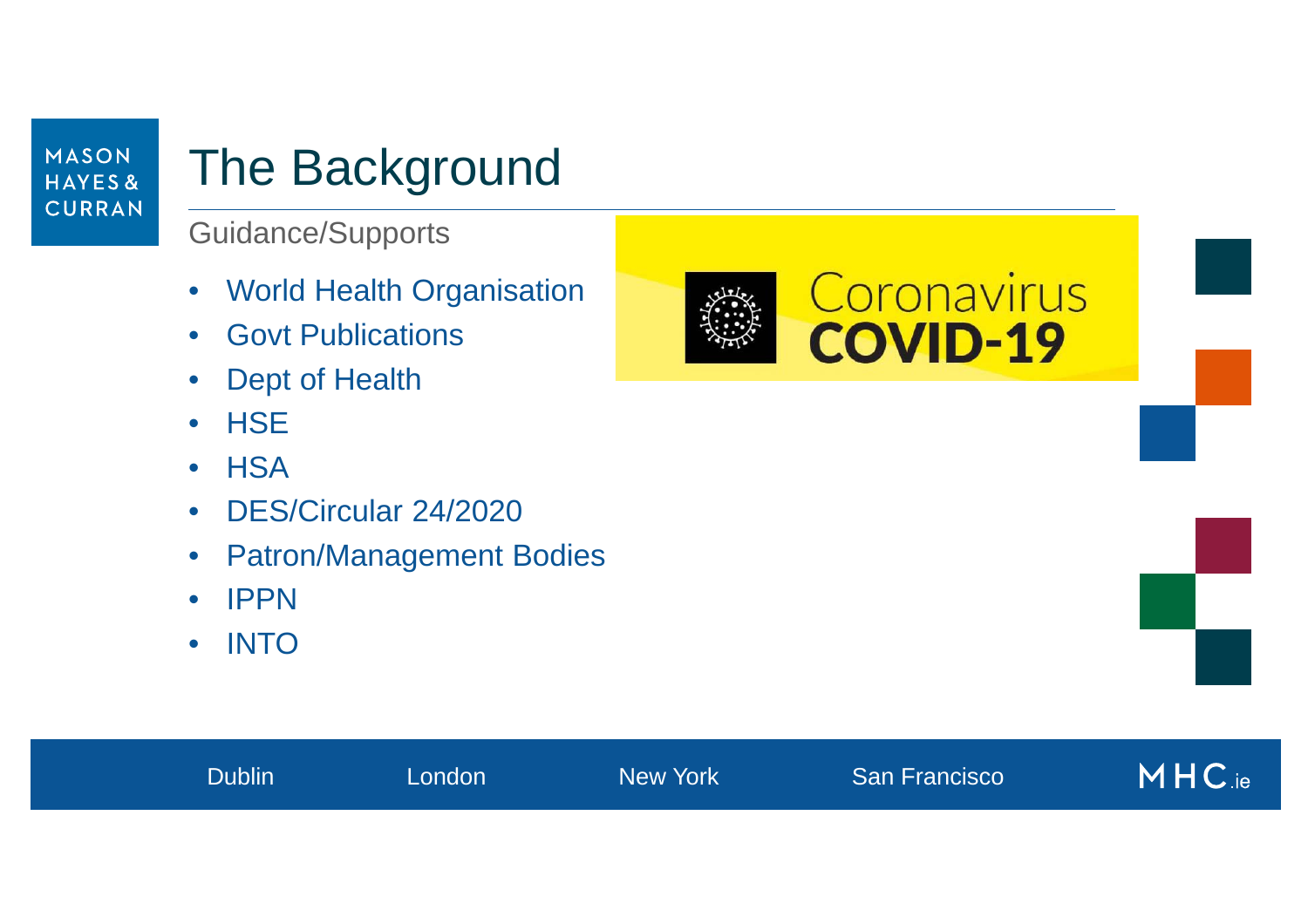# The Background

Guidance/Supports

- World Health Organisation
- Govt Publications
- Dept of Health
- HSE
- HSA
- DES/Circular 24/2020
- Patron/Management Bodies
- IPPN
- INTO

Coronavirus
**COVID-19**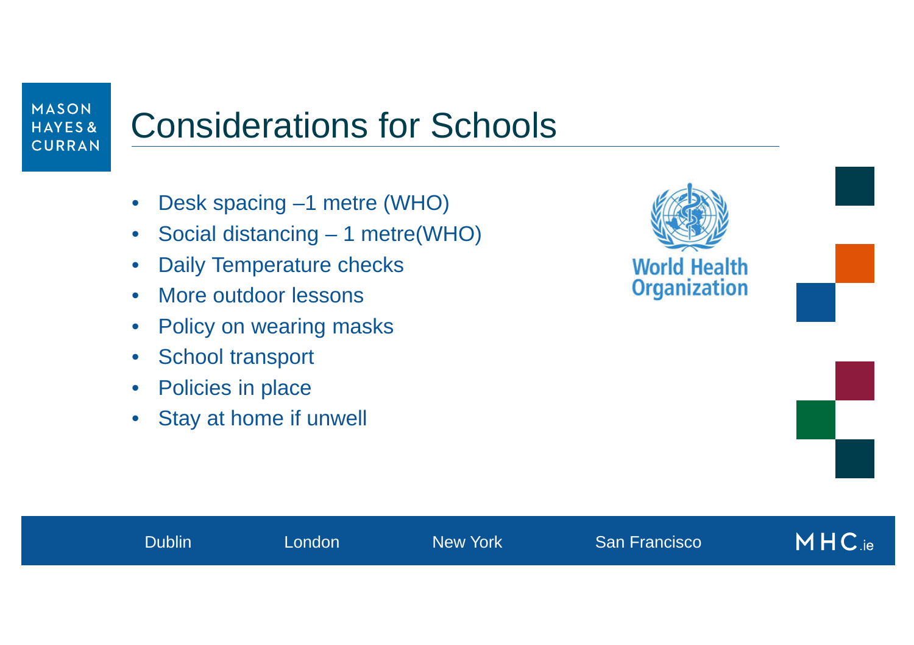# Considerations for Schools

- Desk spacing –1 metre (WHO)
- Social distancing – 1 metre(WHO)
- Daily Temperature checks
- More outdoor lessons
- Policy on wearing masks
- School transport
- Policies in place
- Stay at home if unwell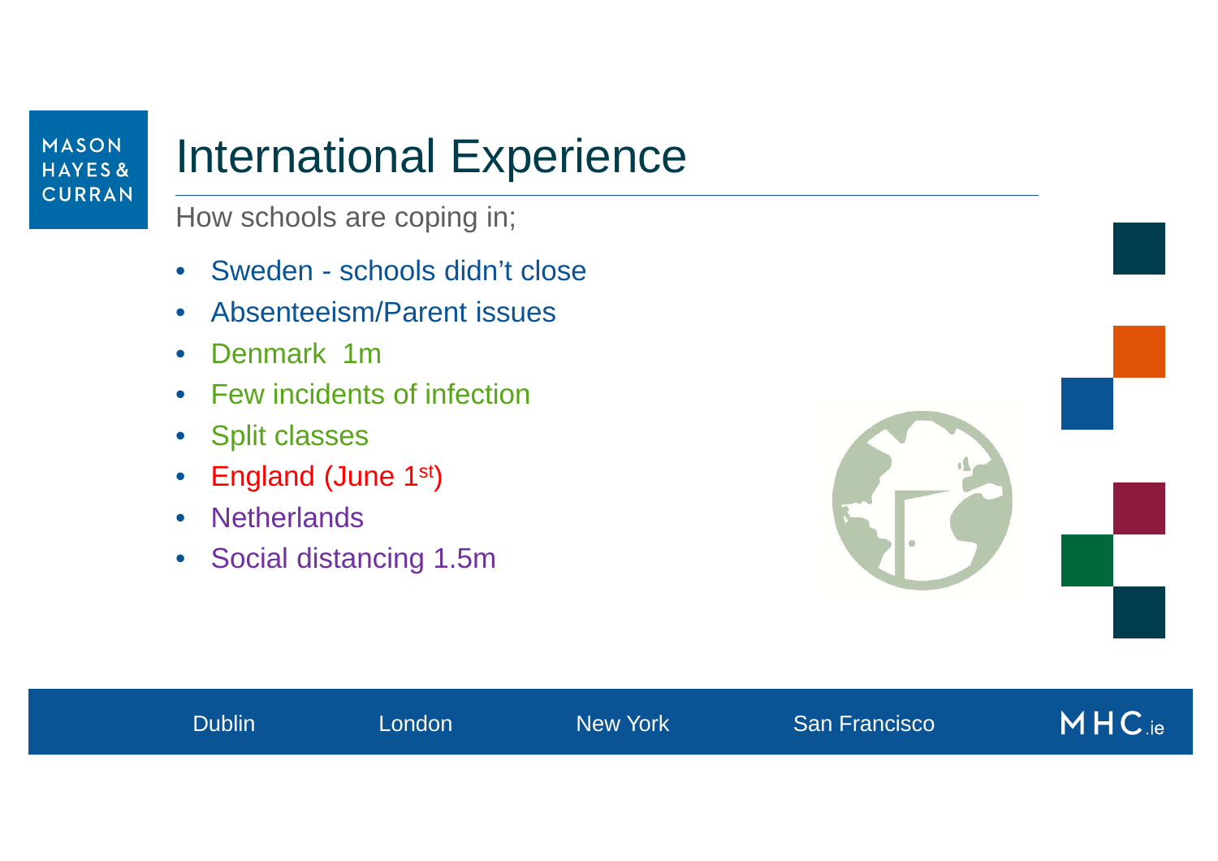# International Experience

How schools are coping in;

- Sweden - schools didn't close
- Absenteeism/Parent issues
- Denmark 1m
- Few incidents of infection
- Split classes
- England (June 1st)
- Netherlands
- Social distancing 1.5m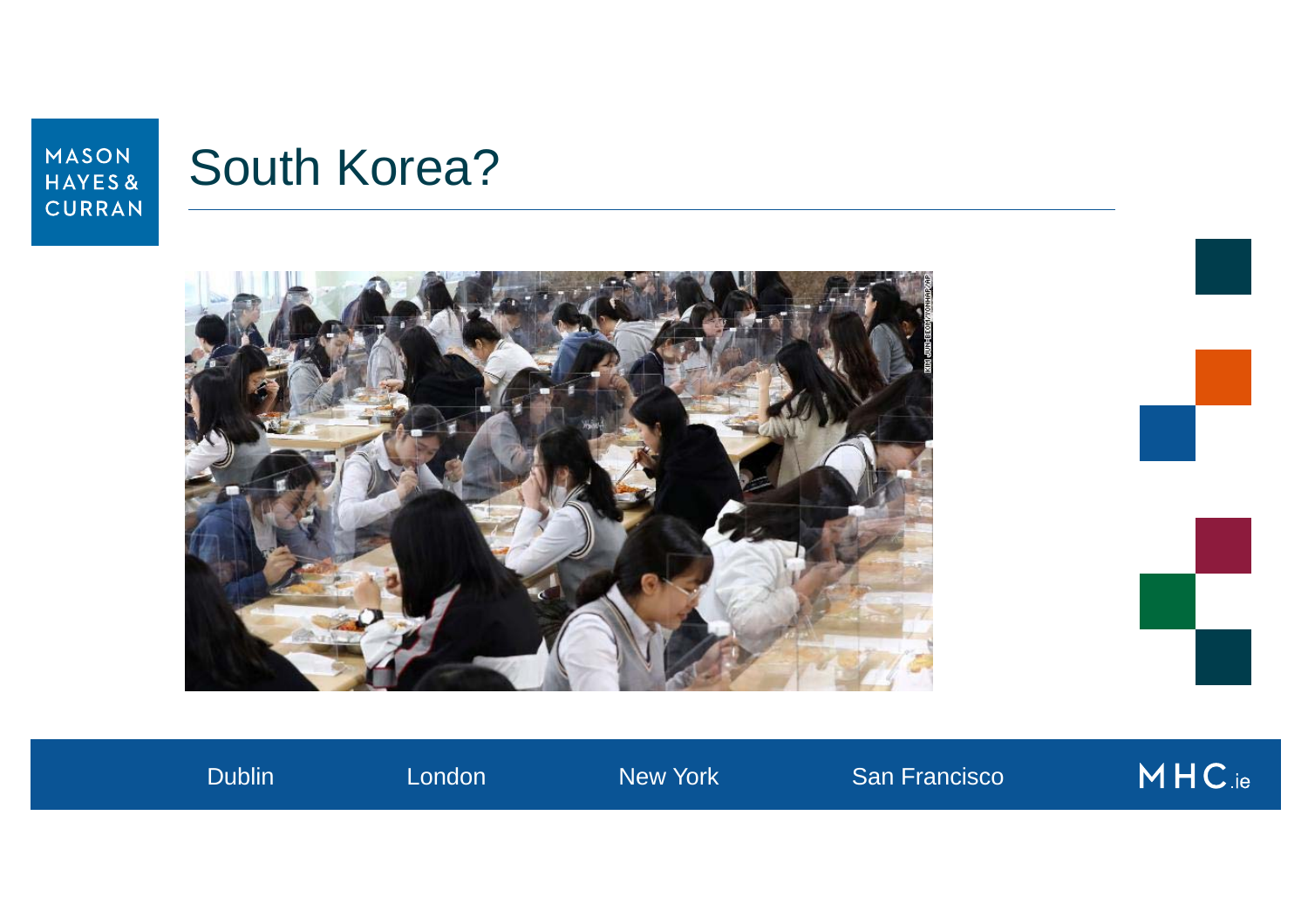# South Korea?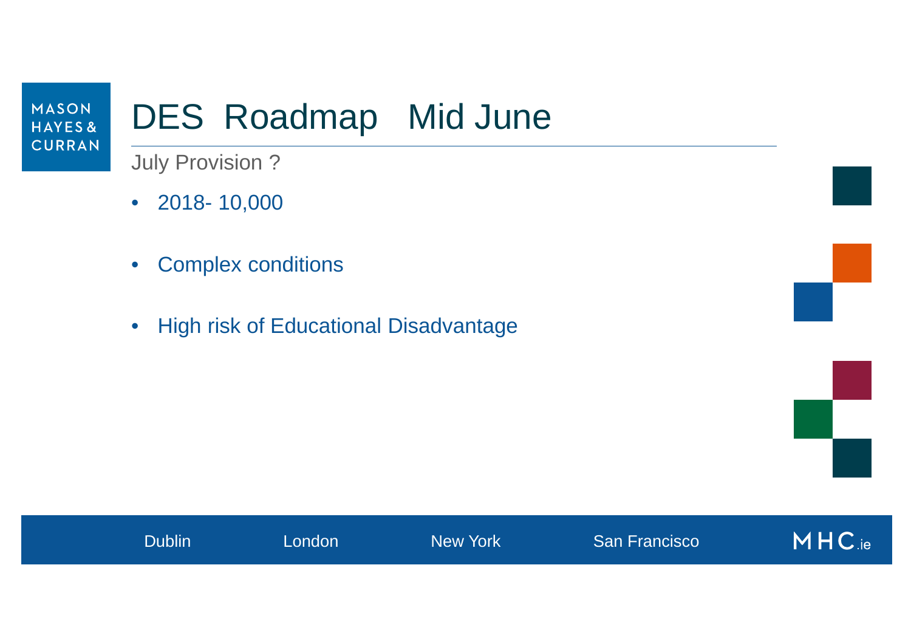# DES Roadmap Mid June

July Provision ?

- 2018- 10,000
- Complex conditions
- High risk of Educational Disadvantage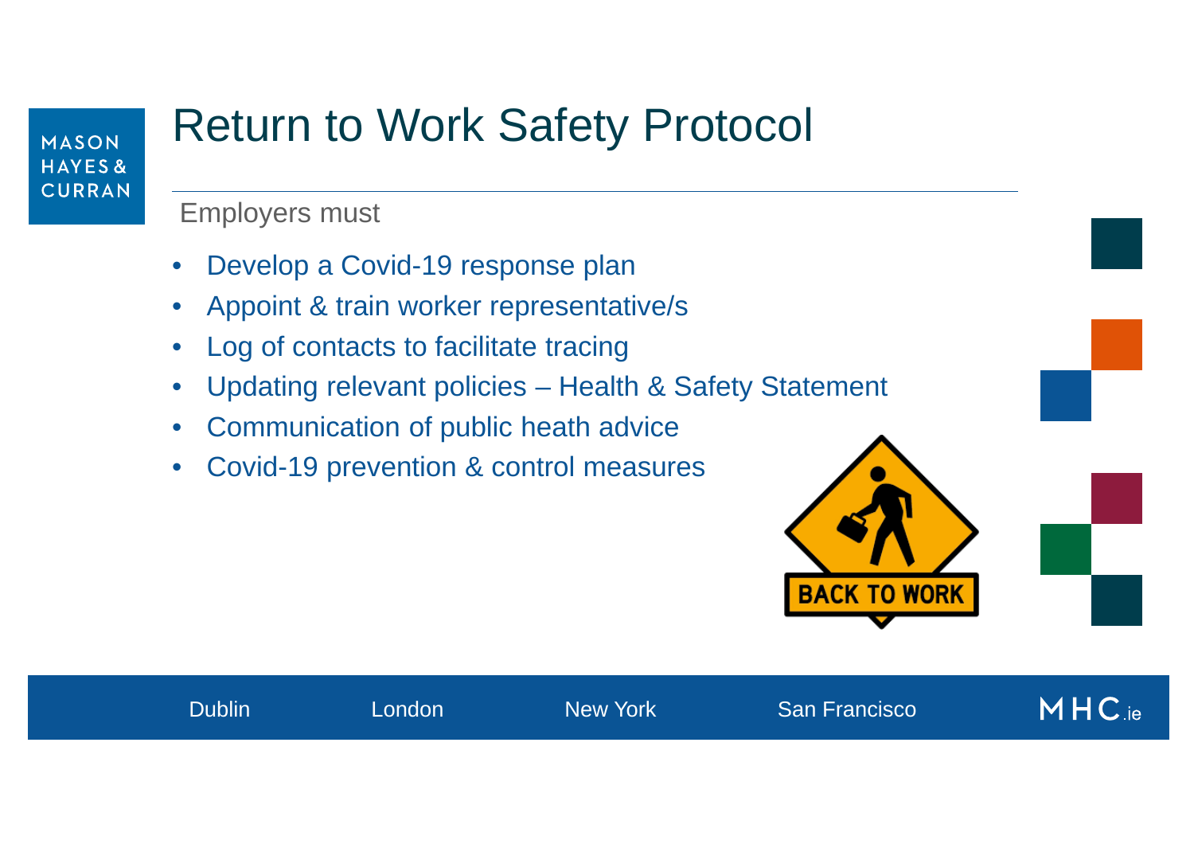# Return to Work Safety Protocol

Employers must

- Develop a Covid-19 response plan
- Appoint & train worker representative/s
- Log of contacts to facilitate tracing
- Updating relevant policies – Health & Safety Statement
- Communication of public heath advice
- Covid-19 prevention & control measures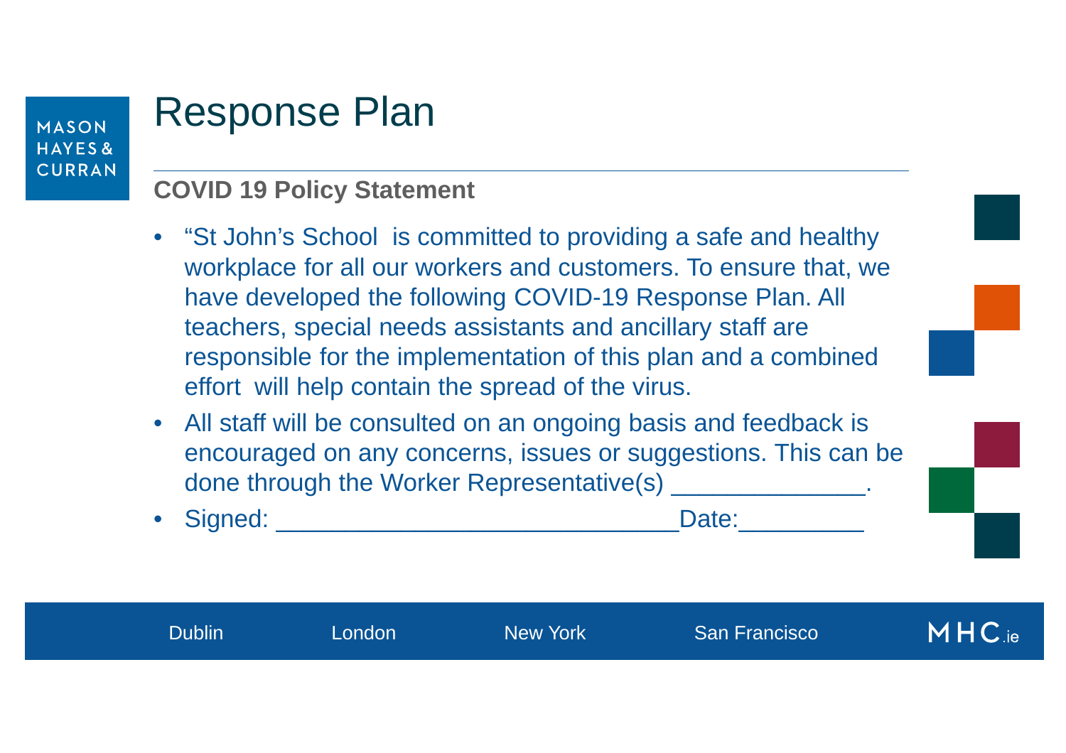# Response Plan

## COVID 19 Policy Statement

- "St John's School  is committed to providing a safe and healthy workplace for all our workers and customers. To ensure that, we have developed the following COVID-19 Response Plan. All teachers, special needs assistants and ancillary staff are responsible for the implementation of this plan and a combined effort  will help contain the spread of the virus.
- All staff will be consulted on an ongoing basis and feedback is encouraged on any concerns, issues or suggestions. This can be done through the Worker Representative(s) ______________.
- Signed: _____________________________Date:_________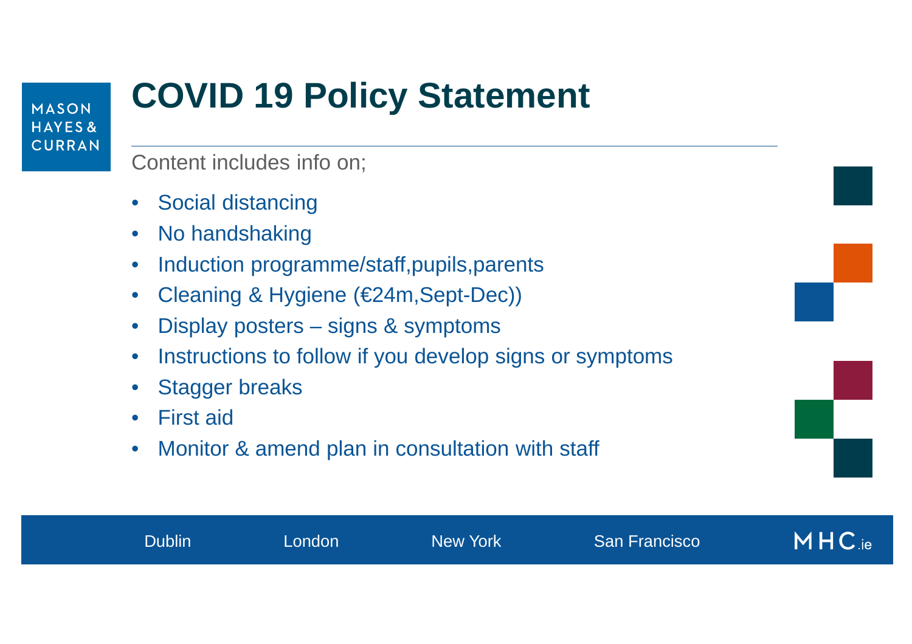# COVID 19 Policy Statement

Content includes info on;

- Social distancing
- No handshaking
- Induction programme/staff,pupils,parents
- Cleaning & Hygiene (€24m,Sept-Dec))
- Display posters – signs & symptoms
- Instructions to follow if you develop signs or symptoms
- Stagger breaks
- First aid
- Monitor & amend plan in consultation with staff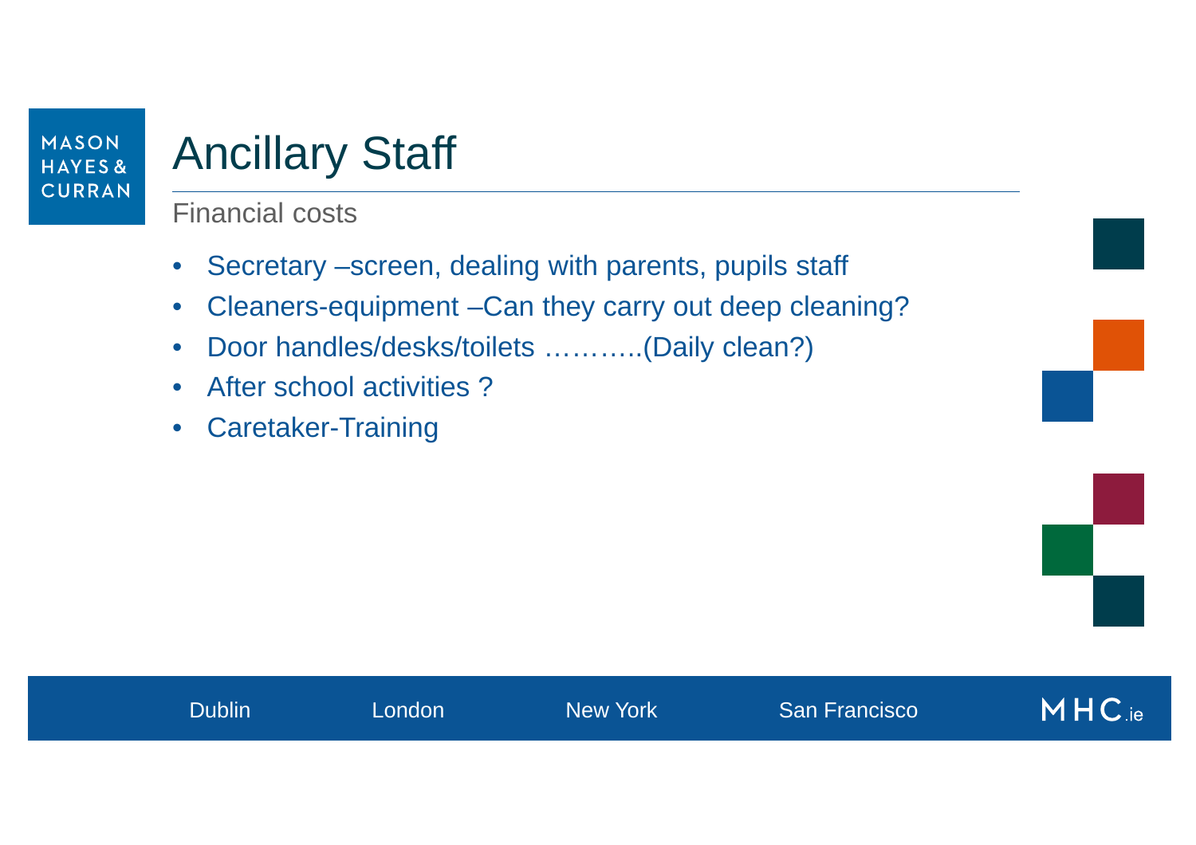# Ancillary Staff

Financial costs

- Secretary –screen, dealing with parents, pupils staff
- Cleaners-equipment –Can they carry out deep cleaning?
- Door handles/desks/toilets ………..(Daily clean?)
- After school activities ?
- Caretaker-Training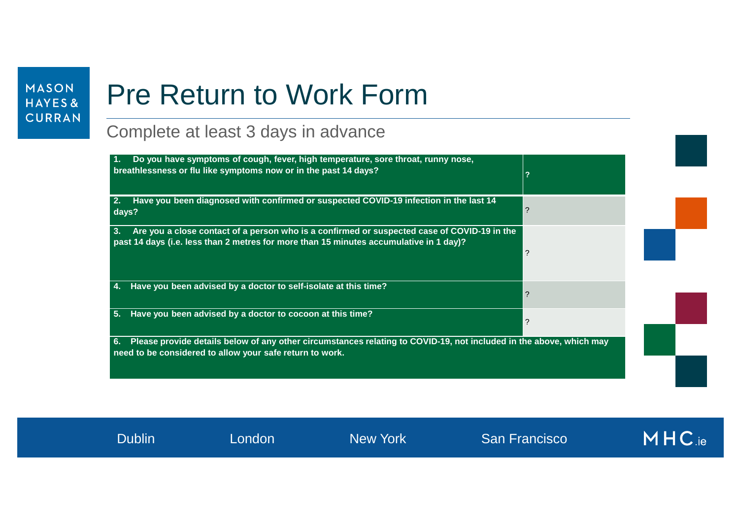# Pre Return to Work Form

## Complete at least 3 days in advance

| Question | Answer |
|---|---|
| **1. Do you have symptoms of cough, fever, high temperature, sore throat, runny nose, breathlessness or flu like symptoms now or in the past 14 days?** | **?** |
| **2. Have you been diagnosed with confirmed or suspected COVID-19 infection in the last 14 days?** | ? |
| **3. Are you a close contact of a person who is a confirmed or suspected case of COVID-19 in the past 14 days (i.e. less than 2 metres for more than 15 minutes accumulative in 1 day)?** | ? |
| **4. Have you been advised by a doctor to self-isolate at this time?** | ? |
| **5. Have you been advised by a doctor to cocoon at this time?** | ? |
| **6. Please provide details below of any other circumstances relating to COVID-19, not included in the above, which may need to be considered to allow your safe return to work.** | |

Dublin London New York San Francisco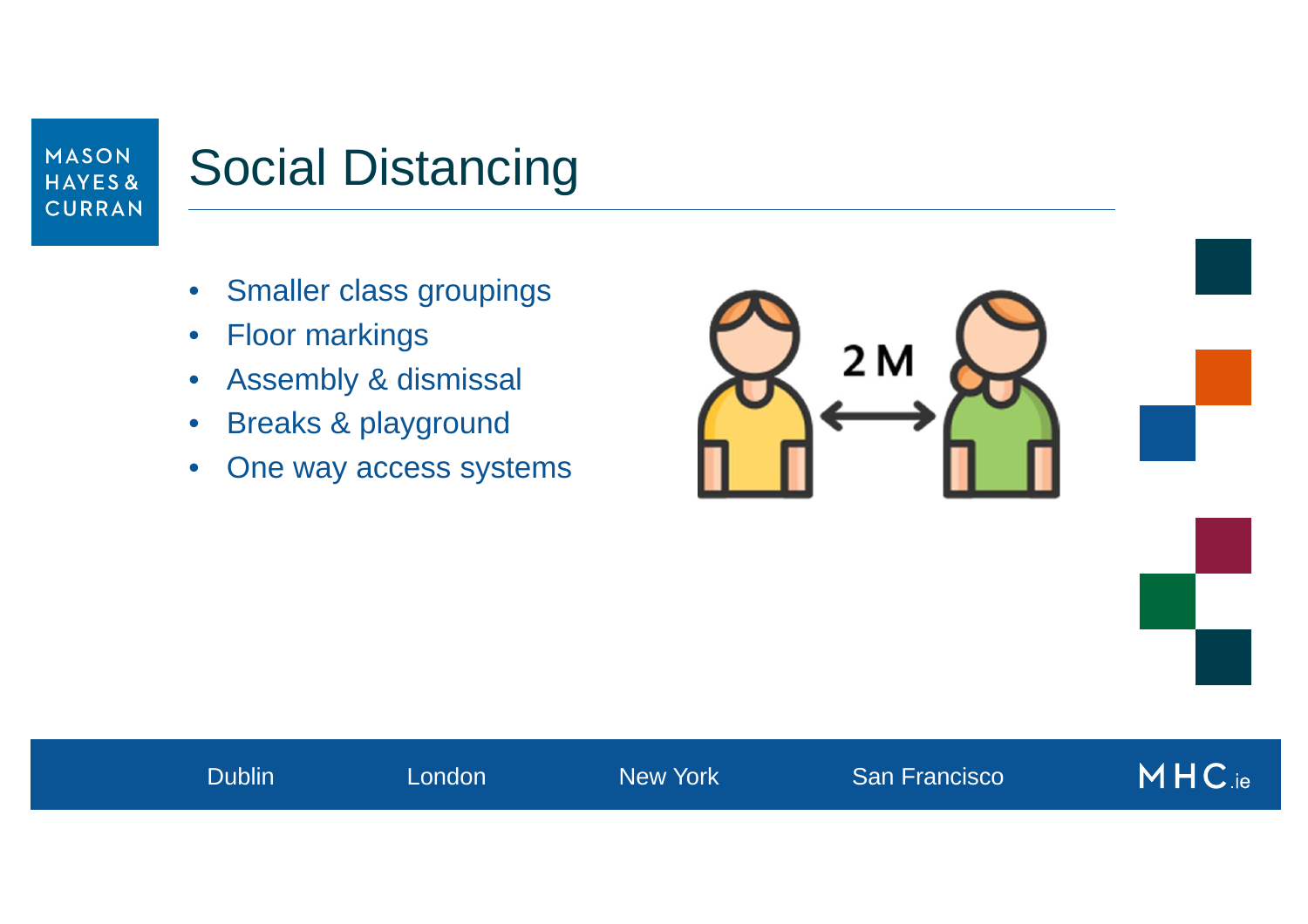# Social Distancing

- Smaller class groupings
- Floor markings
- Assembly & dismissal
- Breaks & playground
- One way access systems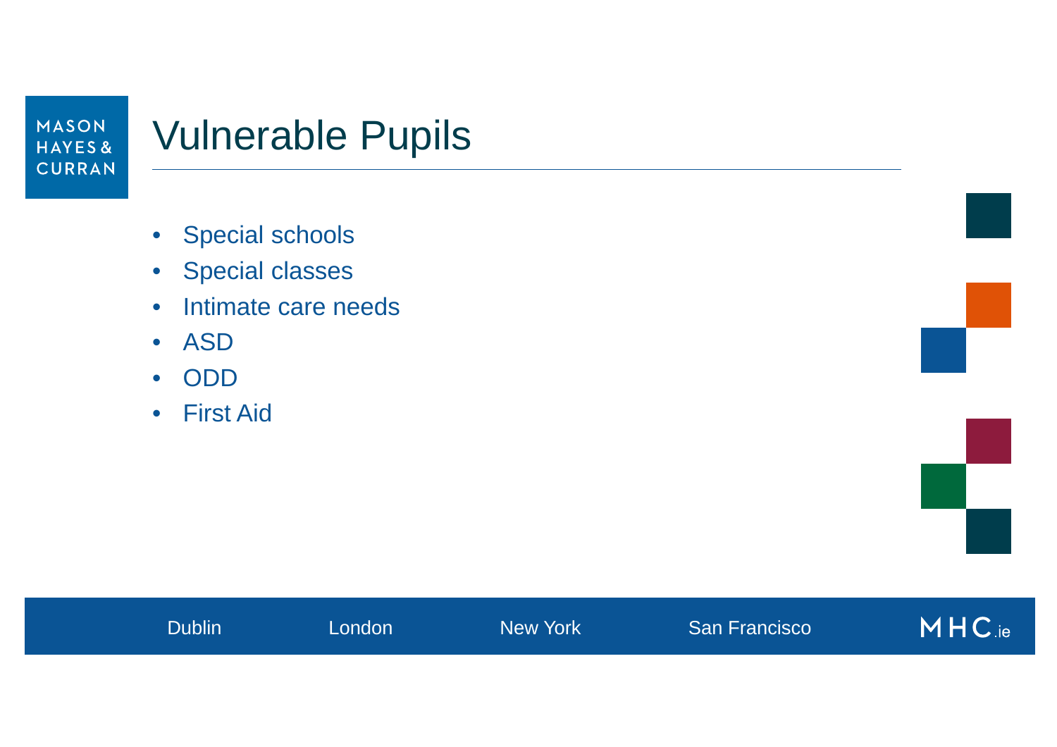# Vulnerable Pupils

- Special schools
- Special classes
- Intimate care needs
- ASD
- ODD
- First Aid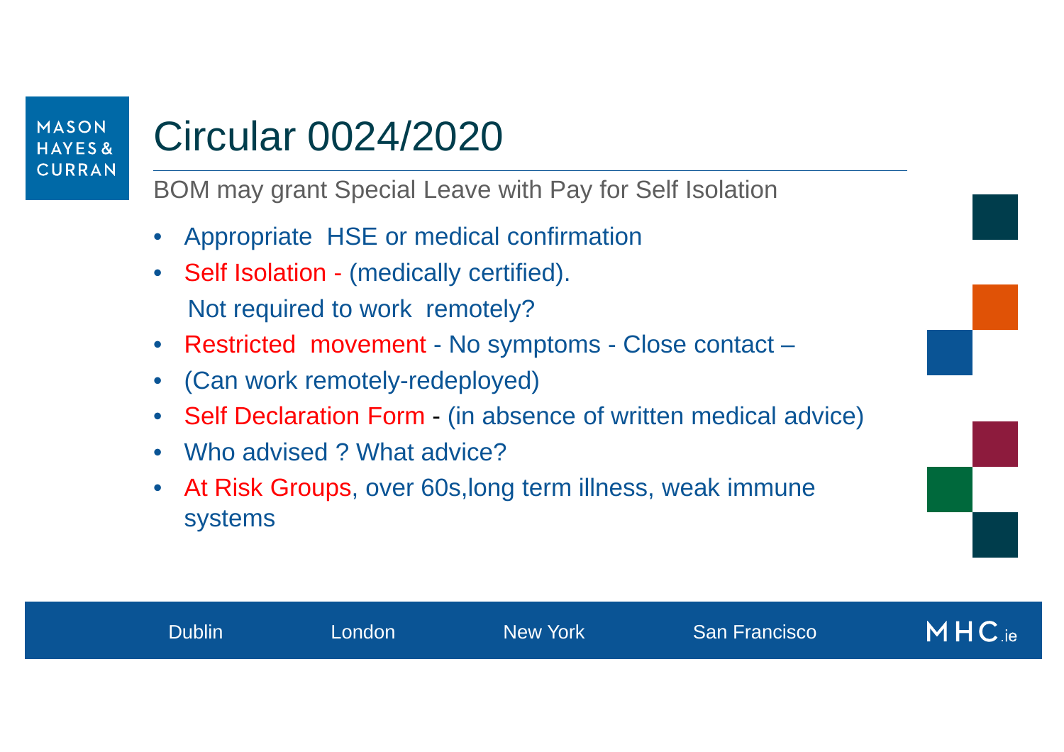# Circular 0024/2020

BOM may grant Special Leave with Pay for Self Isolation

- Appropriate HSE or medical confirmation
- Self Isolation - (medically certified).
  Not required to work remotely?
- Restricted movement - No symptoms - Close contact –
- (Can work remotely-redeployed)
- Self Declaration Form - (in absence of written medical advice)
- Who advised ? What advice?
- At Risk Groups, over 60s,long term illness, weak immune systems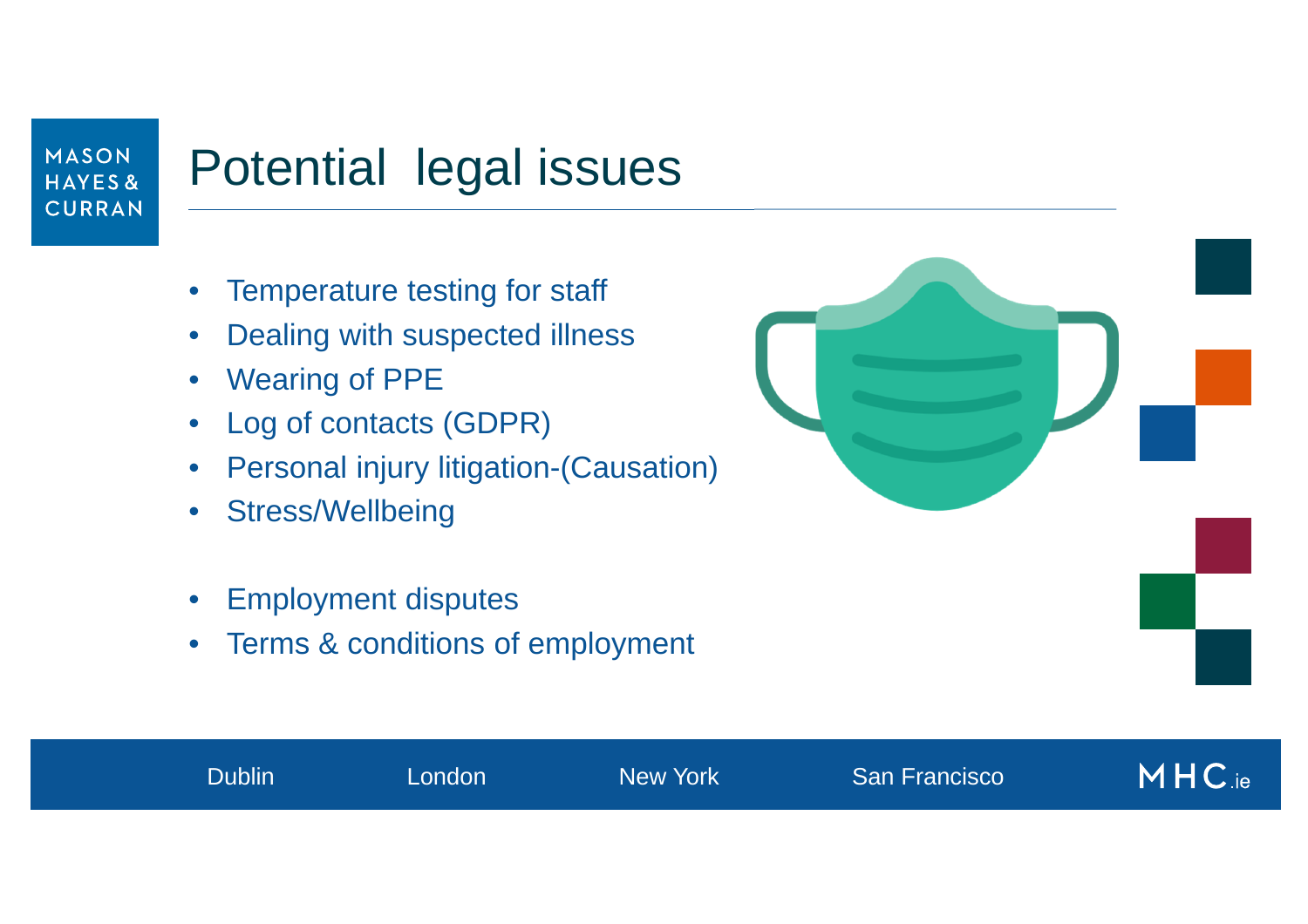# Potential legal issues

- Temperature testing for staff
- Dealing with suspected illness
- Wearing of PPE
- Log of contacts (GDPR)
- Personal injury litigation-(Causation)
- Stress/Wellbeing

- Employment disputes
- Terms & conditions of employment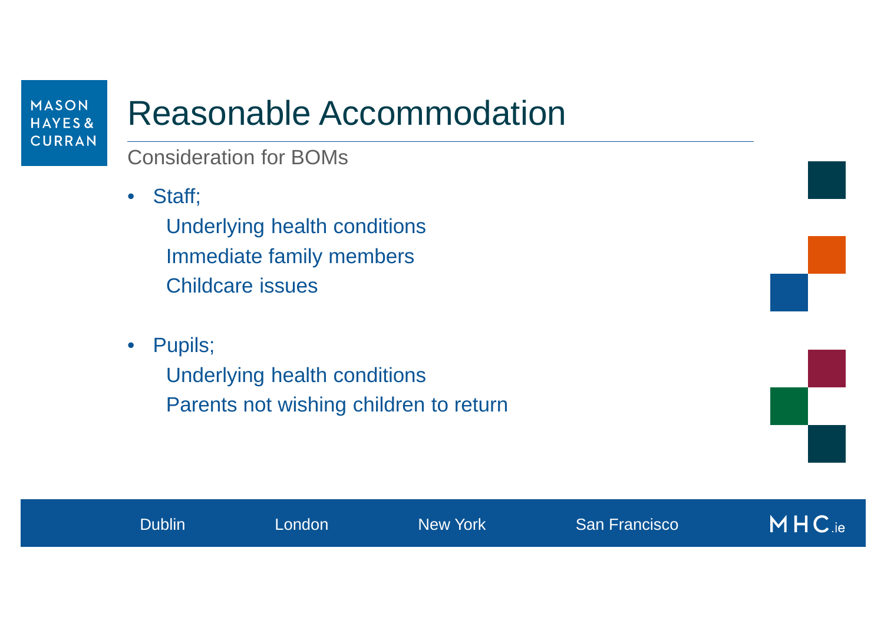# Reasonable Accommodation

Consideration for BOMs

- Staff;
  - Underlying health conditions
  - Immediate family members
  - Childcare issues

- Pupils;
  - Underlying health conditions
  - Parents not wishing children to return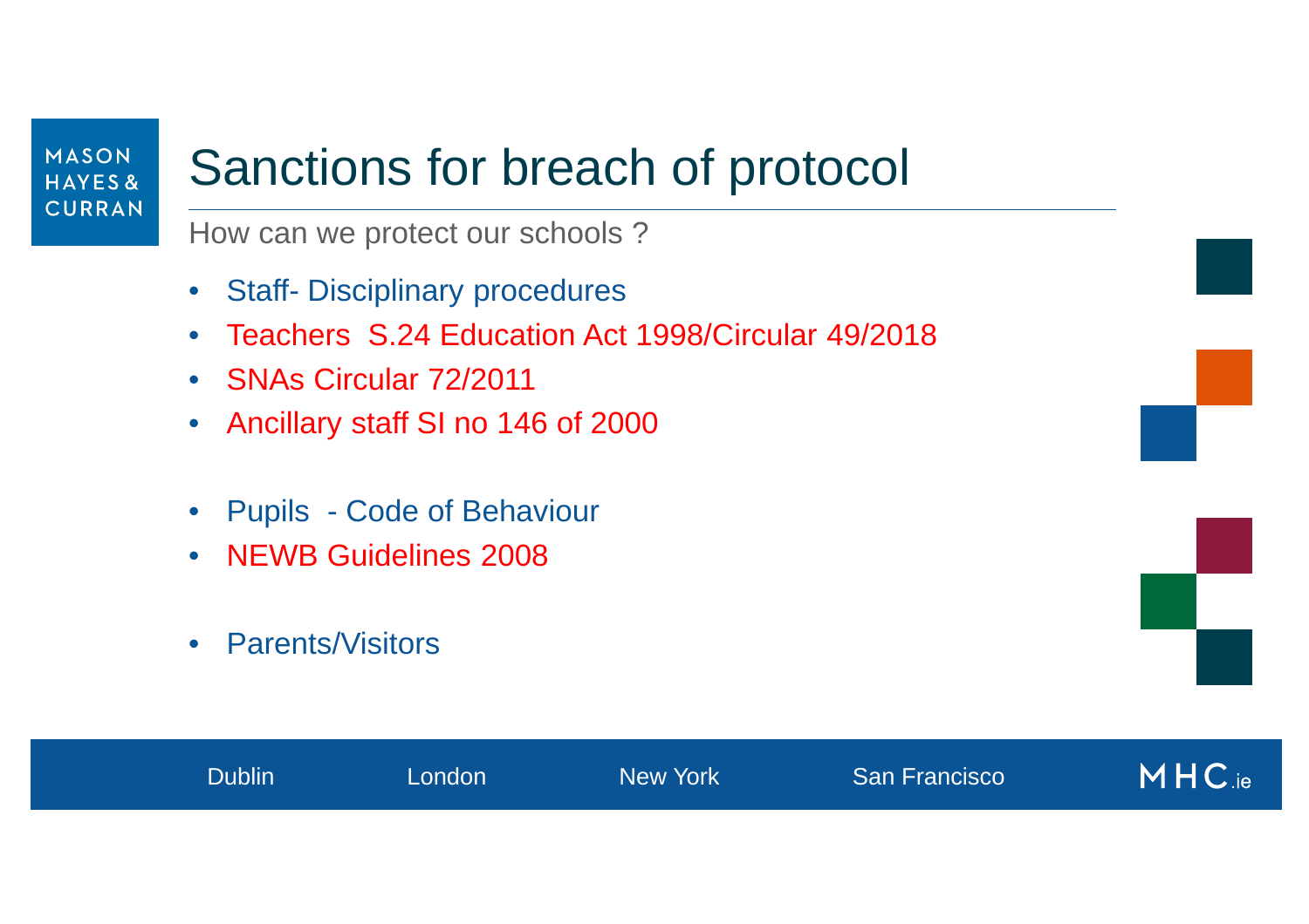# Sanctions for breach of protocol

How can we protect our schools ?

- Staff- Disciplinary procedures
- Teachers S.24 Education Act 1998/Circular 49/2018
- SNAs Circular 72/2011
- Ancillary staff SI no 146 of 2000

- Pupils - Code of Behaviour
- NEWB Guidelines 2008

- Parents/Visitors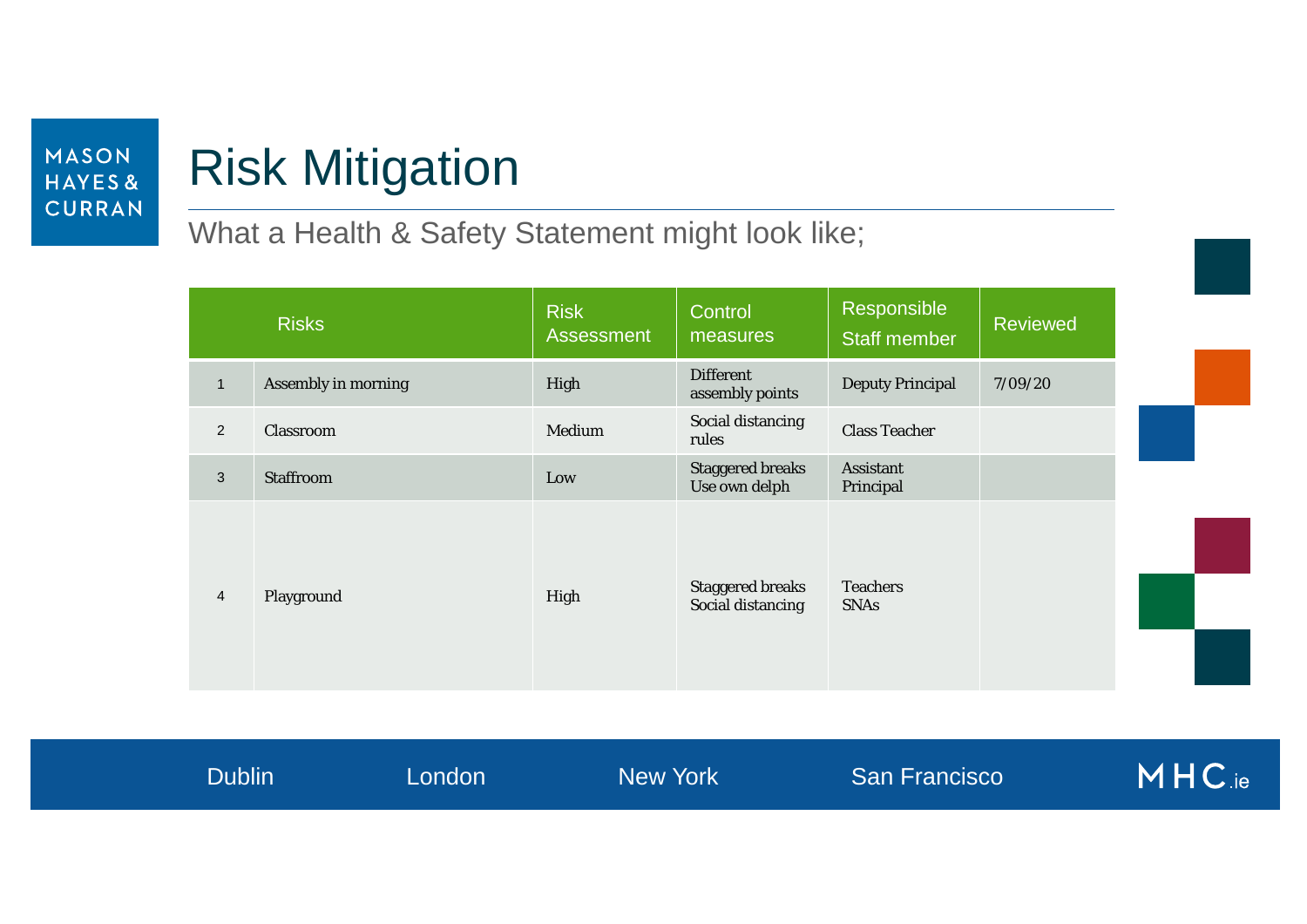# Risk Mitigation

What a Health & Safety Statement might look like;

| | Risks | Risk Assessment | Control measures | Responsible Staff member | Reviewed |
|---|---|---|---|---|---|
| 1 | Assembly in morning | High | Different assembly points | Deputy Principal | 7/09/20 |
| 2 | Classroom | Medium | Social distancing rules | Class Teacher | |
| 3 | Staffroom | Low | Staggered breaks<br>Use own delph | Assistant Principal | |
| 4 | Playground | High | Staggered breaks<br>Social distancing | Teachers<br>SNAs | |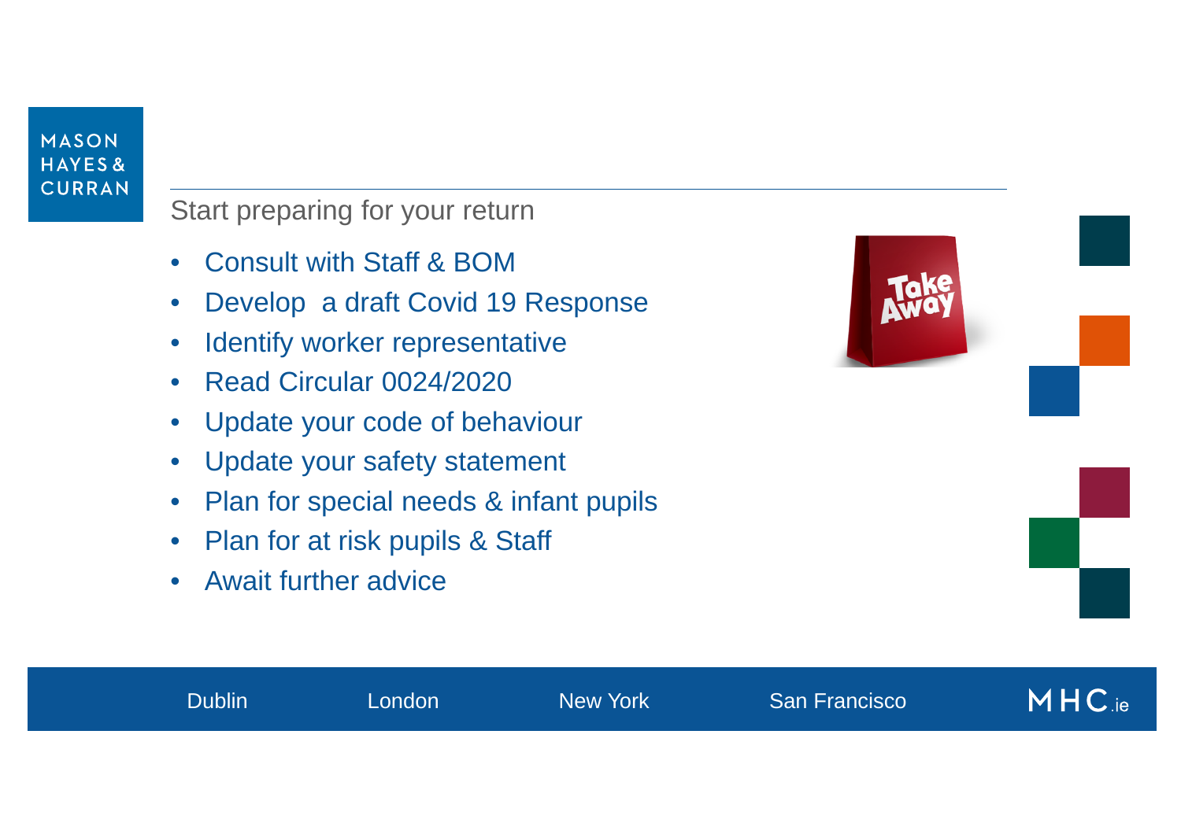## Start preparing for your return

- Consult with Staff & BOM
- Develop a draft Covid 19 Response
- Identify worker representative
- Read Circular 0024/2020
- Update your code of behaviour
- Update your safety statement
- Plan for special needs & infant pupils
- Plan for at risk pupils & Staff
- Await further advice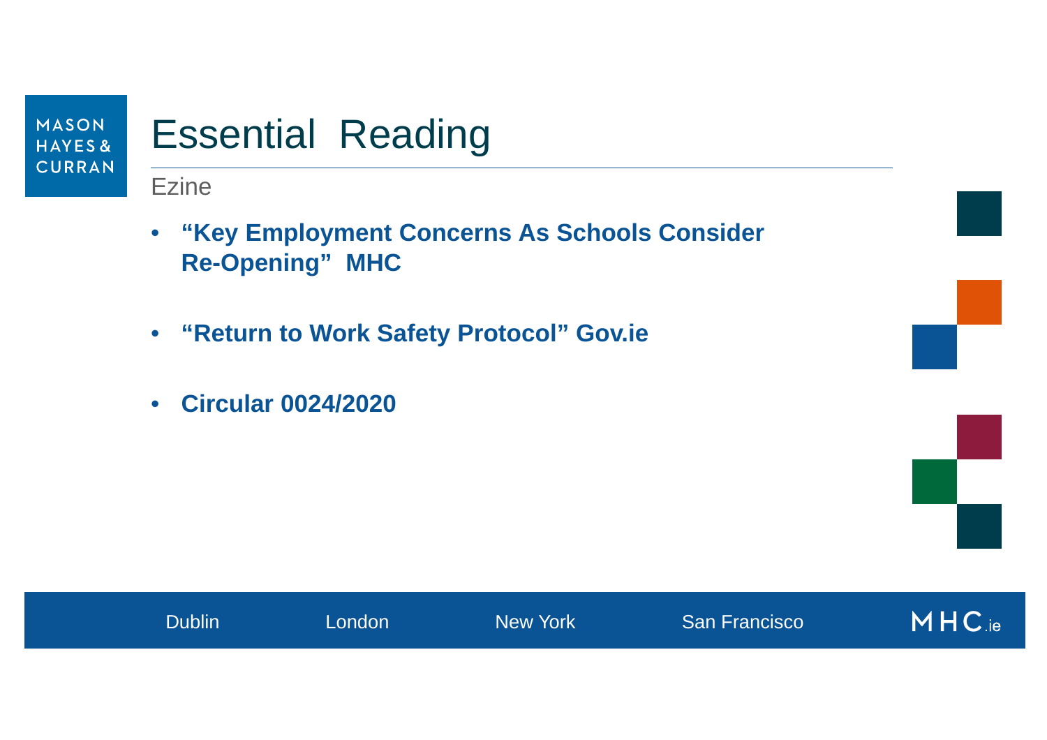# Essential Reading

Ezine

- **"Key Employment Concerns As Schools Consider Re-Opening" MHC**
- **"Return to Work Safety Protocol" Gov.ie**
- **Circular 0024/2020**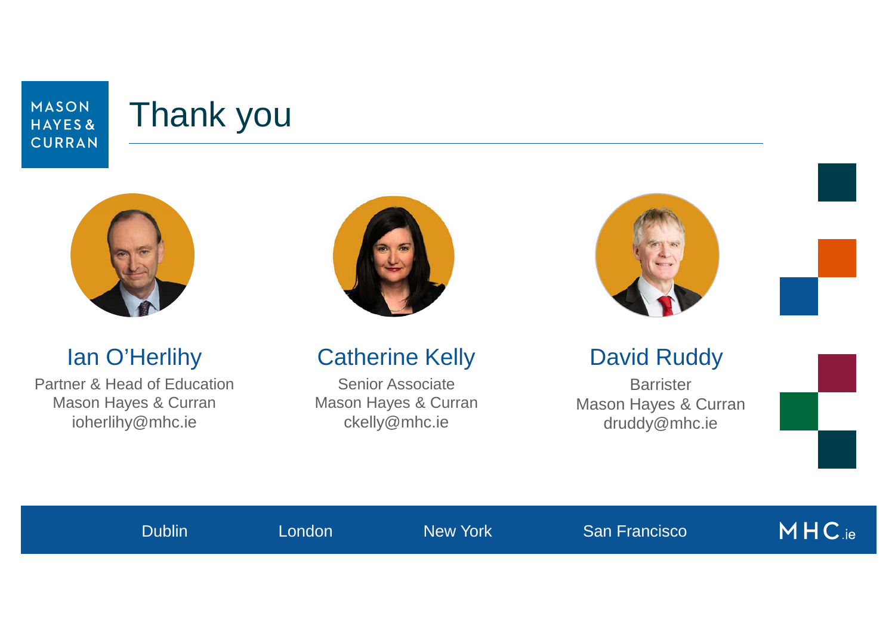MASON HAYES & CURRAN

# Thank you

## Ian O'Herlihy

Partner & Head of Education
Mason Hayes & Curran
ioherlihy@mhc.ie

## Catherine Kelly

Senior Associate
Mason Hayes & Curran
ckelly@mhc.ie

## David Ruddy

Barrister
Mason Hayes & Curran
druddy@mhc.ie

Dublin London New York San Francisco

MHC.ie